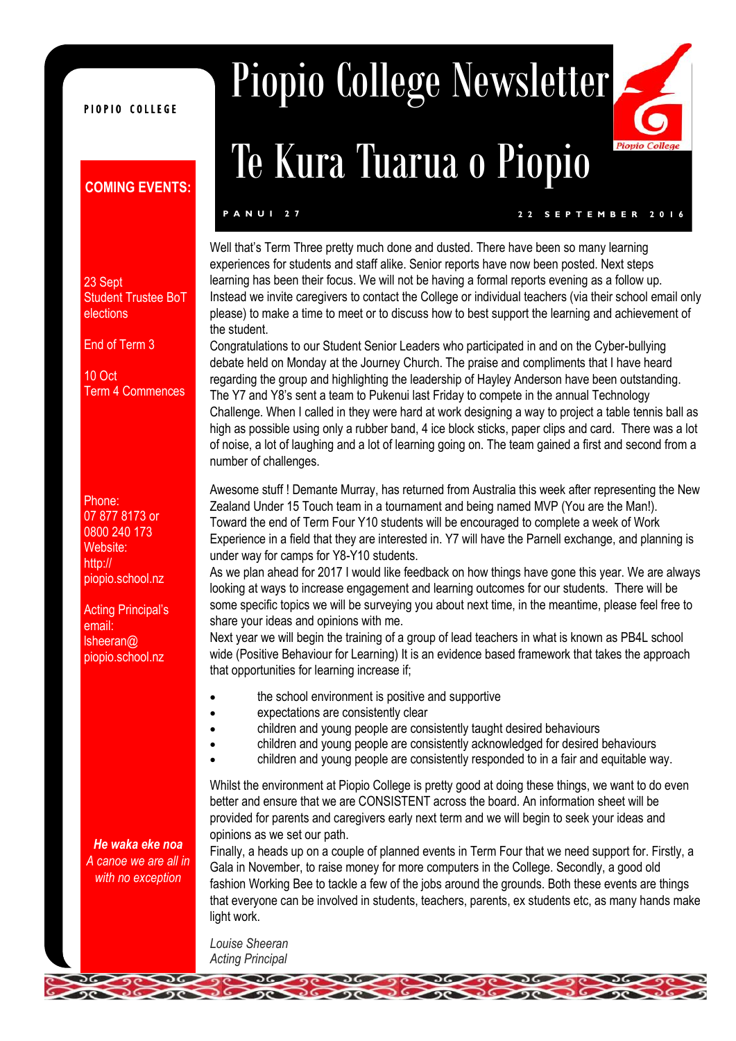PIOPIO COLLEGE

# Piopio College Newsletter

# Te Kura Tuarua o Piopio

PANUI 27 — 22 SEPTEMBER 2016

**COMING EVENTS:**

23 Sept
Student Trustee BoT elections

End of Term 3

10 Oct
Term 4 Commences

Phone:
07 877 8173 or
0800 240 173
Website:
http://piopio.school.nz

Acting Principal's email:
lsheeran@piopio.school.nz

***He waka eke noa***
*A canoe we are all in with no exception*

Well that's Term Three pretty much done and dusted. There have been so many learning experiences for students and staff alike. Senior reports have now been posted. Next steps learning has been their focus. We will not be having a formal reports evening as a follow up. Instead we invite caregivers to contact the College or individual teachers (via their school email only please) to make a time to meet or to discuss how to best support the learning and achievement of the student.

Congratulations to our Student Senior Leaders who participated in and on the Cyber-bullying debate held on Monday at the Journey Church. The praise and compliments that I have heard regarding the group and highlighting the leadership of Hayley Anderson have been outstanding. The Y7 and Y8's sent a team to Pukenui last Friday to compete in the annual Technology Challenge. When I called in they were hard at work designing a way to project a table tennis ball as high as possible using only a rubber band, 4 ice block sticks, paper clips and card. There was a lot of noise, a lot of laughing and a lot of learning going on. The team gained a first and second from a number of challenges.

Awesome stuff ! Demante Murray, has returned from Australia this week after representing the New Zealand Under 15 Touch team in a tournament and being named MVP (You are the Man!). Toward the end of Term Four Y10 students will be encouraged to complete a week of Work Experience in a field that they are interested in. Y7 will have the Parnell exchange, and planning is under way for camps for Y8-Y10 students.

As we plan ahead for 2017 I would like feedback on how things have gone this year. We are always looking at ways to increase engagement and learning outcomes for our students. There will be some specific topics we will be surveying you about next time, in the meantime, please feel free to share your ideas and opinions with me.

Next year we will begin the training of a group of lead teachers in what is known as PB4L school wide (Positive Behaviour for Learning) It is an evidence based framework that takes the approach that opportunities for learning increase if;

- the school environment is positive and supportive
- expectations are consistently clear
- children and young people are consistently taught desired behaviours
- children and young people are consistently acknowledged for desired behaviours
- children and young people are consistently responded to in a fair and equitable way.

Whilst the environment at Piopio College is pretty good at doing these things, we want to do even better and ensure that we are CONSISTENT across the board. An information sheet will be provided for parents and caregivers early next term and we will begin to seek your ideas and opinions as we set our path.

Finally, a heads up on a couple of planned events in Term Four that we need support for. Firstly, a Gala in November, to raise money for more computers in the College. Secondly, a good old fashion Working Bee to tackle a few of the jobs around the grounds. Both these events are things that everyone can be involved in students, teachers, parents, ex students etc, as many hands make light work.

*Louise Sheeran*
*Acting Principal*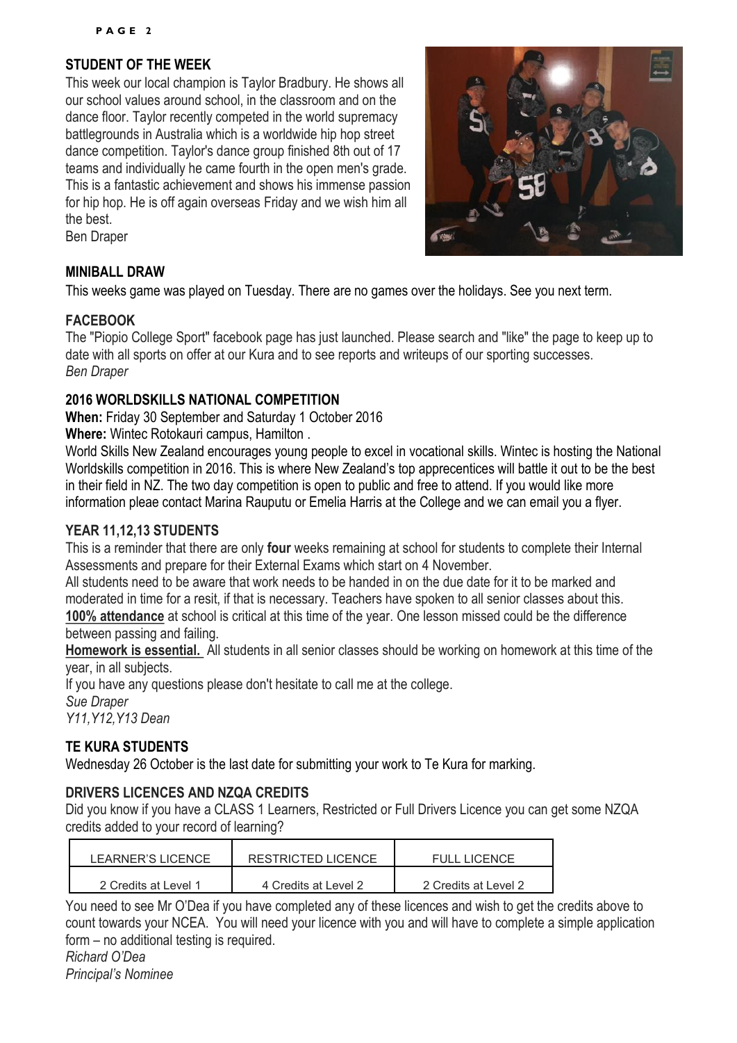## STUDENT OF THE WEEK

This week our local champion is Taylor Bradbury. He shows all our school values around school, in the classroom and on the dance floor. Taylor recently competed in the world supremacy battlegrounds in Australia which is a worldwide hip hop street dance competition. Taylor's dance group finished 8th out of 17 teams and individually he came fourth in the open men's grade. This is a fantastic achievement and shows his immense passion for hip hop. He is off again overseas Friday and we wish him all the best.

Ben Draper

## MINIBALL DRAW

This weeks game was played on Tuesday. There are no games over the holidays. See you next term.

## FACEBOOK

The "Piopio College Sport" facebook page has just launched. Please search and "like" the page to keep up to date with all sports on offer at our Kura and to see reports and writeups of our sporting successes.

*Ben Draper*

## 2016 WORLDSKILLS NATIONAL COMPETITION

**When:** Friday 30 September and Saturday 1 October 2016

**Where:** Wintec Rotokauri campus, Hamilton .

World Skills New Zealand encourages young people to excel in vocational skills. Wintec is hosting the National Worldskills competition in 2016. This is where New Zealand's top apprecentices will battle it out to be the best in their field in NZ. The two day competition is open to public and free to attend. If you would like more information pleae contact Marina Rauputu or Emelia Harris at the College and we can email you a flyer.

## YEAR 11,12,13 STUDENTS

This is a reminder that there are only **four** weeks remaining at school for students to complete their Internal Assessments and prepare for their External Exams which start on 4 November.

All students need to be aware that work needs to be handed in on the due date for it to be marked and moderated in time for a resit, if that is necessary. Teachers have spoken to all senior classes about this.

**100% attendance** at school is critical at this time of the year. One lesson missed could be the difference between passing and failing.

**Homework is essential.** All students in all senior classes should be working on homework at this time of the year, in all subjects.

If you have any questions please don't hesitate to call me at the college.

*Sue Draper*
*Y11,Y12,Y13 Dean*

## TE KURA STUDENTS

Wednesday 26 October is the last date for submitting your work to Te Kura for marking.

## DRIVERS LICENCES AND NZQA CREDITS

Did you know if you have a CLASS 1 Learners, Restricted or Full Drivers Licence you can get some NZQA credits added to your record of learning?

| LEARNER'S LICENCE | RESTRICTED LICENCE | FULL LICENCE |
|---|---|---|
| 2 Credits at Level 1 | 4 Credits at Level 2 | 2 Credits at Level 2 |

You need to see Mr O'Dea if you have completed any of these licences and wish to get the credits above to count towards your NCEA. You will need your licence with you and will have to complete a simple application form – no additional testing is required.

*Richard O'Dea*
*Principal's Nominee*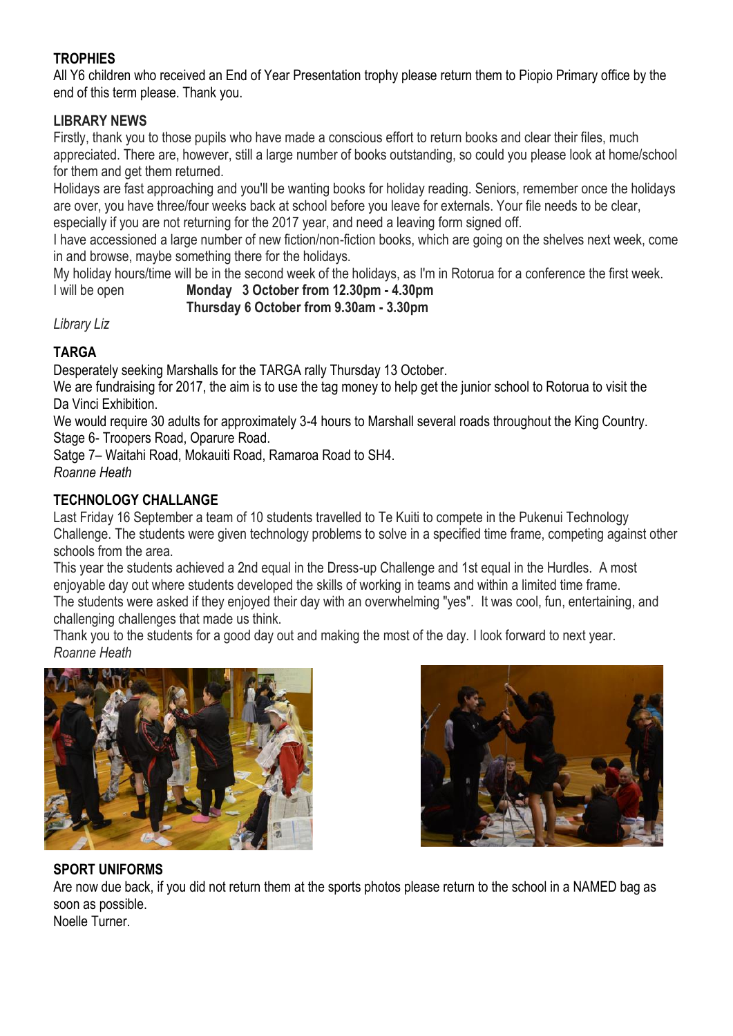## TROPHIES

All Y6 children who received an End of Year Presentation trophy please return them to Piopio Primary office by the end of this term please. Thank you.

## LIBRARY NEWS

Firstly, thank you to those pupils who have made a conscious effort to return books and clear their files, much appreciated. There are, however, still a large number of books outstanding, so could you please look at home/school for them and get them returned.

Holidays are fast approaching and you'll be wanting books for holiday reading. Seniors, remember once the holidays are over, you have three/four weeks back at school before you leave for externals. Your file needs to be clear, especially if you are not returning for the 2017 year, and need a leaving form signed off.

I have accessioned a large number of new fiction/non-fiction books, which are going on the shelves next week, come in and browse, maybe something there for the holidays.

My holiday hours/time will be in the second week of the holidays, as I'm in Rotorua for a conference the first week.

I will be open **Monday 3 October from 12.30pm - 4.30pm**
**Thursday 6 October from 9.30am - 3.30pm**

*Library Liz*

## TARGA

Desperately seeking Marshalls for the TARGA rally Thursday 13 October.

We are fundraising for 2017, the aim is to use the tag money to help get the junior school to Rotorua to visit the Da Vinci Exhibition.

We would require 30 adults for approximately 3-4 hours to Marshall several roads throughout the King Country.

Stage 6- Troopers Road, Oparure Road.

Satge 7– Waitahi Road, Mokauiti Road, Ramaroa Road to SH4.

*Roanne Heath*

## TECHNOLOGY CHALLANGE

Last Friday 16 September a team of 10 students travelled to Te Kuiti to compete in the Pukenui Technology Challenge. The students were given technology problems to solve in a specified time frame, competing against other schools from the area.

This year the students achieved a 2nd equal in the Dress-up Challenge and 1st equal in the Hurdles. A most enjoyable day out where students developed the skills of working in teams and within a limited time frame.

The students were asked if they enjoyed their day with an overwhelming "yes". It was cool, fun, entertaining, and challenging challenges that made us think.

Thank you to the students for a good day out and making the most of the day. I look forward to next year.

*Roanne Heath*

## SPORT UNIFORMS

Are now due back, if you did not return them at the sports photos please return to the school in a NAMED bag as soon as possible.

Noelle Turner.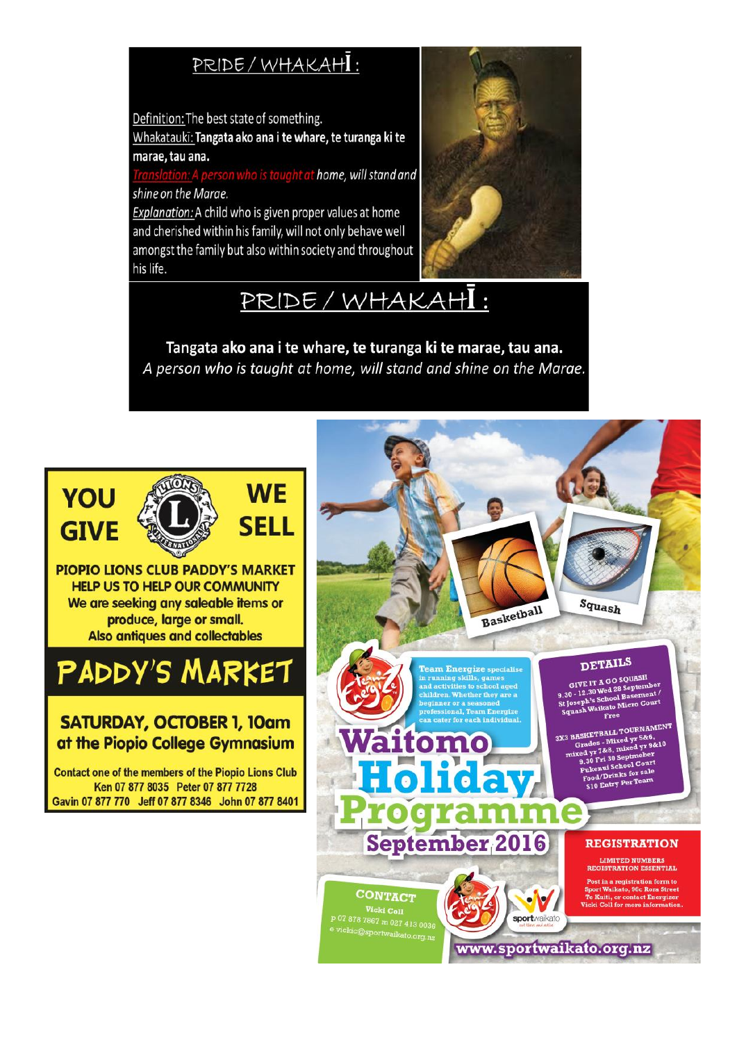## PRIDE / WHAKAHĪ:

Definition: The best state of something.

Whakataukī: **Tangata ako ana i te whare, te turanga ki te marae, tau ana.**

*Translation: A person who is taught at home, will stand and shine on the Marae.*

Explanation: A child who is given proper values at home and cherished within his family, will not only behave well amongst the family but also within society and throughout his life.

## PRIDE / WHAKAHĪ:

**Tangata ako ana i te whare, te turanga ki te marae, tau ana.**

*A person who is taught at home, will stand and shine on the Marae.*

---

# YOU GIVE WE SELL

**PIOPIO LIONS CLUB PADDY'S MARKET**

**HELP US TO HELP OUR COMMUNITY**

We are seeking any saleable items or produce, large or small.
Also antiques and collectables

# PADDY'S MARKET

**SATURDAY, OCTOBER 1, 10am at the Piopio College Gymnasium**

Contact one of the members of the Piopio Lions Club
Ken 07 877 8035 Peter 07 877 7728
Gavin 07 877 770 Jeff 07 877 8346 John 07 877 8401

---

Basketball

Squash

**Team Energize** specialise in running skills, games and activities to school aged children. Whether they are a beginner or a seasoned professional, Team Energize can cater for each individual.

# Waitomo Holiday Programme September 2016

### DETAILS

GIVE IT A GO SQUASH
9.30 - 12.30 Wed 28 September
St Joseph's School Basement / Squash Waikato Micro Court
Free

3X3 BASKETBALL TOURNAMENT
Grades - Mixed yr 5&6, mixed yr 7&8, mixed yr 9&10
9.30 Fri 30 September
Pukenui School Court
Food/Drinks for sale
$10 Entry Per Team

### REGISTRATION

LIMITED NUMBERS
REGISTRATION ESSENTIAL

Post in a registration form to Sport Waikato, 96c Rora Street Te Kuiti, or contact Energizer Vicki Coll for more information.

### CONTACT

Vicki Coll
p 07 878 7867 m 027 413 0036
e vickic@sportwaikato.org.nz

www.sportwaikato.org.nz